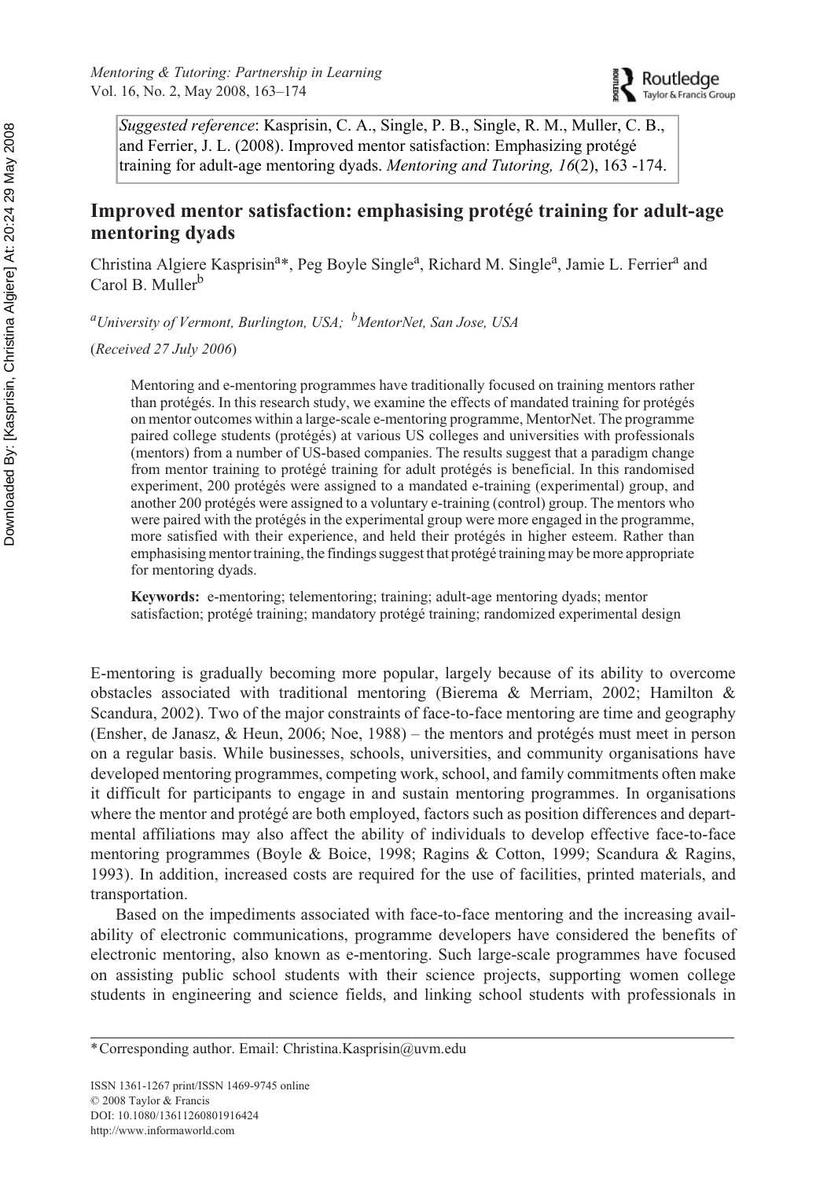*Suggested reference*: Kasprisin, C. A., Single, P. B., Single, R. M., Muller, C. B., and Ferrier, J. L. (2008). Improved mentor satisfaction: Emphasizing protégé training for adult-age mentoring dyads. *Mentoring and Tutoring, 16*(2), 163 -174.

# Improved mentor satisfaction: emphasising protégé training for adult-age mentoring dyads

Christina Algiere Kasprisin[a]*, Peg Boyle Single[a], Richard M. Single[a], Jamie L. Ferrier[a] and Carol B. Muller[b]

[a]*University of Vermont, Burlington, USA;* [b]*MentorNet, San Jose, USA*

(*Received 27 July 2006*)

Mentoring and e-mentoring programmes have traditionally focused on training mentors rather than protégés. In this research study, we examine the effects of mandated training for protégés on mentor outcomes within a large-scale e-mentoring programme, MentorNet. The programme paired college students (protégés) at various US colleges and universities with professionals (mentors) from a number of US-based companies. The results suggest that a paradigm change from mentor training to protégé training for adult protégés is beneficial. In this randomised experiment, 200 protégés were assigned to a mandated e-training (experimental) group, and another 200 protégés were assigned to a voluntary e-training (control) group. The mentors who were paired with the protégés in the experimental group were more engaged in the programme, more satisfied with their experience, and held their protégés in higher esteem. Rather than emphasising mentor training, the findings suggest that protégé training may be more appropriate for mentoring dyads.

**Keywords:** e-mentoring; telementoring; training; adult-age mentoring dyads; mentor satisfaction; protégé training; mandatory protégé training; randomized experimental design

E-mentoring is gradually becoming more popular, largely because of its ability to overcome obstacles associated with traditional mentoring (Bierema & Merriam, 2002; Hamilton & Scandura, 2002). Two of the major constraints of face-to-face mentoring are time and geography (Ensher, de Janasz, & Heun, 2006; Noe, 1988) – the mentors and protégés must meet in person on a regular basis. While businesses, schools, universities, and community organisations have developed mentoring programmes, competing work, school, and family commitments often make it difficult for participants to engage in and sustain mentoring programmes. In organisations where the mentor and protégé are both employed, factors such as position differences and departmental affiliations may also affect the ability of individuals to develop effective face-to-face mentoring programmes (Boyle & Boice, 1998; Ragins & Cotton, 1999; Scandura & Ragins, 1993). In addition, increased costs are required for the use of facilities, printed materials, and transportation.

Based on the impediments associated with face-to-face mentoring and the increasing availability of electronic communications, programme developers have considered the benefits of electronic mentoring, also known as e-mentoring. Such large-scale programmes have focused on assisting public school students with their science projects, supporting women college students in engineering and science fields, and linking school students with professionals in

*Corresponding author. Email: Christina.Kasprisin@uvm.edu

ISSN 1361-1267 print/ISSN 1469-9745 online
© 2008 Taylor & Francis
DOI: 10.1080/13611260801916424
http://www.informaworld.com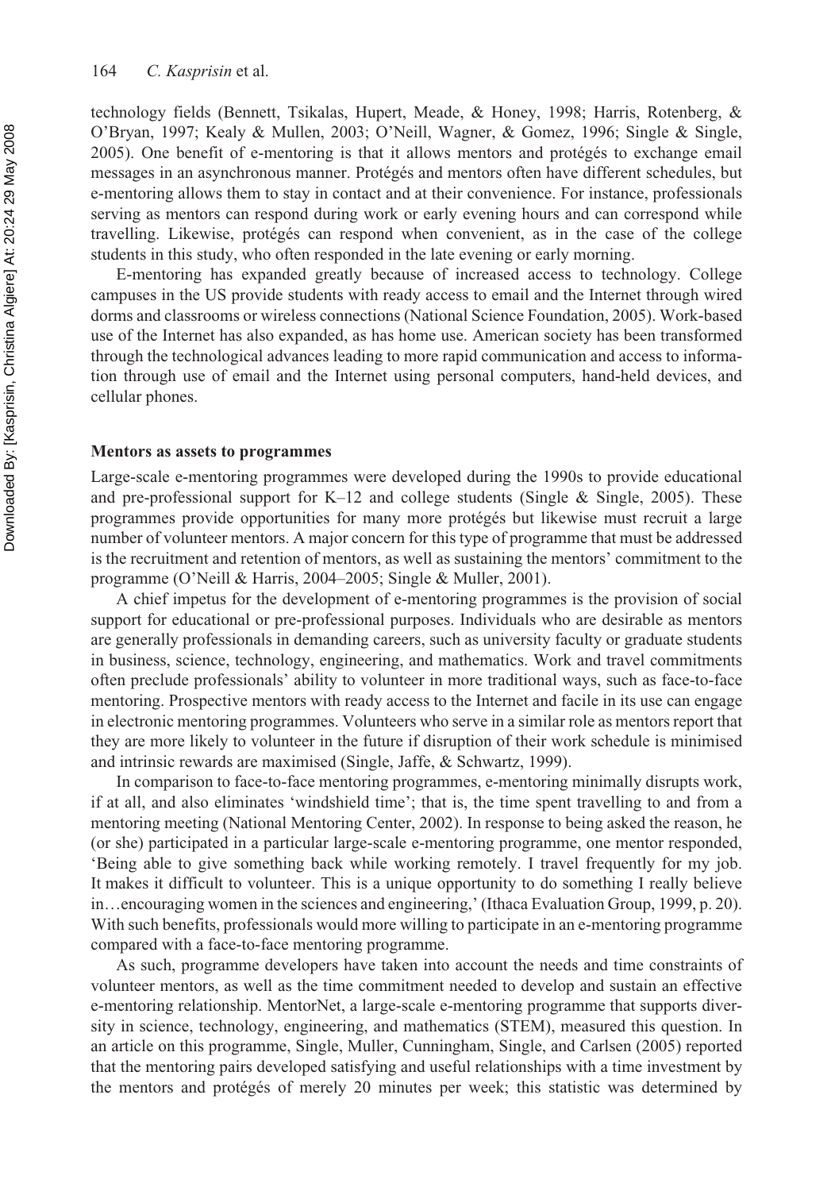technology fields (Bennett, Tsikalas, Hupert, Meade, & Honey, 1998; Harris, Rotenberg, & O'Bryan, 1997; Kealy & Mullen, 2003; O'Neill, Wagner, & Gomez, 1996; Single & Single, 2005). One benefit of e-mentoring is that it allows mentors and protégés to exchange email messages in an asynchronous manner. Protégés and mentors often have different schedules, but e-mentoring allows them to stay in contact and at their convenience. For instance, professionals serving as mentors can respond during work or early evening hours and can correspond while travelling. Likewise, protégés can respond when convenient, as in the case of the college students in this study, who often responded in the late evening or early morning.

E-mentoring has expanded greatly because of increased access to technology. College campuses in the US provide students with ready access to email and the Internet through wired dorms and classrooms or wireless connections (National Science Foundation, 2005). Work-based use of the Internet has also expanded, as has home use. American society has been transformed through the technological advances leading to more rapid communication and access to information through use of email and the Internet using personal computers, hand-held devices, and cellular phones.

### Mentors as assets to programmes

Large-scale e-mentoring programmes were developed during the 1990s to provide educational and pre-professional support for K–12 and college students (Single & Single, 2005). These programmes provide opportunities for many more protégés but likewise must recruit a large number of volunteer mentors. A major concern for this type of programme that must be addressed is the recruitment and retention of mentors, as well as sustaining the mentors' commitment to the programme (O'Neill & Harris, 2004–2005; Single & Muller, 2001).

A chief impetus for the development of e-mentoring programmes is the provision of social support for educational or pre-professional purposes. Individuals who are desirable as mentors are generally professionals in demanding careers, such as university faculty or graduate students in business, science, technology, engineering, and mathematics. Work and travel commitments often preclude professionals' ability to volunteer in more traditional ways, such as face-to-face mentoring. Prospective mentors with ready access to the Internet and facile in its use can engage in electronic mentoring programmes. Volunteers who serve in a similar role as mentors report that they are more likely to volunteer in the future if disruption of their work schedule is minimised and intrinsic rewards are maximised (Single, Jaffe, & Schwartz, 1999).

In comparison to face-to-face mentoring programmes, e-mentoring minimally disrupts work, if at all, and also eliminates 'windshield time'; that is, the time spent travelling to and from a mentoring meeting (National Mentoring Center, 2002). In response to being asked the reason, he (or she) participated in a particular large-scale e-mentoring programme, one mentor responded, 'Being able to give something back while working remotely. I travel frequently for my job. It makes it difficult to volunteer. This is a unique opportunity to do something I really believe in…encouraging women in the sciences and engineering,' (Ithaca Evaluation Group, 1999, p. 20). With such benefits, professionals would more willing to participate in an e-mentoring programme compared with a face-to-face mentoring programme.

As such, programme developers have taken into account the needs and time constraints of volunteer mentors, as well as the time commitment needed to develop and sustain an effective e-mentoring relationship. MentorNet, a large-scale e-mentoring programme that supports diversity in science, technology, engineering, and mathematics (STEM), measured this question. In an article on this programme, Single, Muller, Cunningham, Single, and Carlsen (2005) reported that the mentoring pairs developed satisfying and useful relationships with a time investment by the mentors and protégés of merely 20 minutes per week; this statistic was determined by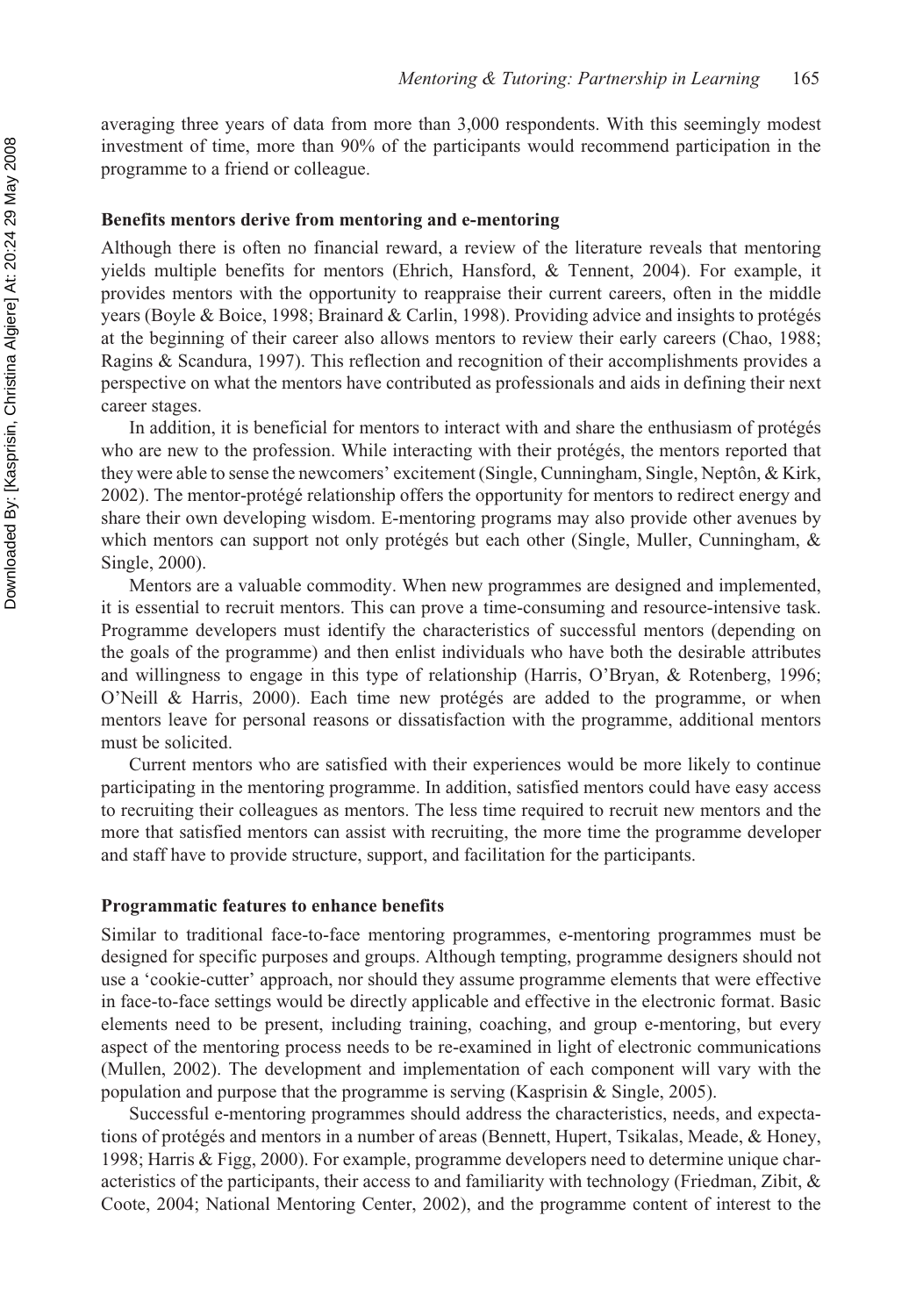averaging three years of data from more than 3,000 respondents. With this seemingly modest investment of time, more than 90% of the participants would recommend participation in the programme to a friend or colleague.

## Benefits mentors derive from mentoring and e-mentoring

Although there is often no financial reward, a review of the literature reveals that mentoring yields multiple benefits for mentors (Ehrich, Hansford, & Tennent, 2004). For example, it provides mentors with the opportunity to reappraise their current careers, often in the middle years (Boyle & Boice, 1998; Brainard & Carlin, 1998). Providing advice and insights to protégés at the beginning of their career also allows mentors to review their early careers (Chao, 1988; Ragins & Scandura, 1997). This reflection and recognition of their accomplishments provides a perspective on what the mentors have contributed as professionals and aids in defining their next career stages.

In addition, it is beneficial for mentors to interact with and share the enthusiasm of protégés who are new to the profession. While interacting with their protégés, the mentors reported that they were able to sense the newcomers' excitement (Single, Cunningham, Single, Neptôn, & Kirk, 2002). The mentor-protégé relationship offers the opportunity for mentors to redirect energy and share their own developing wisdom. E-mentoring programs may also provide other avenues by which mentors can support not only protégés but each other (Single, Muller, Cunningham, & Single, 2000).

Mentors are a valuable commodity. When new programmes are designed and implemented, it is essential to recruit mentors. This can prove a time-consuming and resource-intensive task. Programme developers must identify the characteristics of successful mentors (depending on the goals of the programme) and then enlist individuals who have both the desirable attributes and willingness to engage in this type of relationship (Harris, O'Bryan, & Rotenberg, 1996; O'Neill & Harris, 2000). Each time new protégés are added to the programme, or when mentors leave for personal reasons or dissatisfaction with the programme, additional mentors must be solicited.

Current mentors who are satisfied with their experiences would be more likely to continue participating in the mentoring programme. In addition, satisfied mentors could have easy access to recruiting their colleagues as mentors. The less time required to recruit new mentors and the more that satisfied mentors can assist with recruiting, the more time the programme developer and staff have to provide structure, support, and facilitation for the participants.

## Programmatic features to enhance benefits

Similar to traditional face-to-face mentoring programmes, e-mentoring programmes must be designed for specific purposes and groups. Although tempting, programme designers should not use a 'cookie-cutter' approach, nor should they assume programme elements that were effective in face-to-face settings would be directly applicable and effective in the electronic format. Basic elements need to be present, including training, coaching, and group e-mentoring, but every aspect of the mentoring process needs to be re-examined in light of electronic communications (Mullen, 2002). The development and implementation of each component will vary with the population and purpose that the programme is serving (Kasprisin & Single, 2005).

Successful e-mentoring programmes should address the characteristics, needs, and expectations of protégés and mentors in a number of areas (Bennett, Hupert, Tsikalas, Meade, & Honey, 1998; Harris & Figg, 2000). For example, programme developers need to determine unique characteristics of the participants, their access to and familiarity with technology (Friedman, Zibit, & Coote, 2004; National Mentoring Center, 2002), and the programme content of interest to the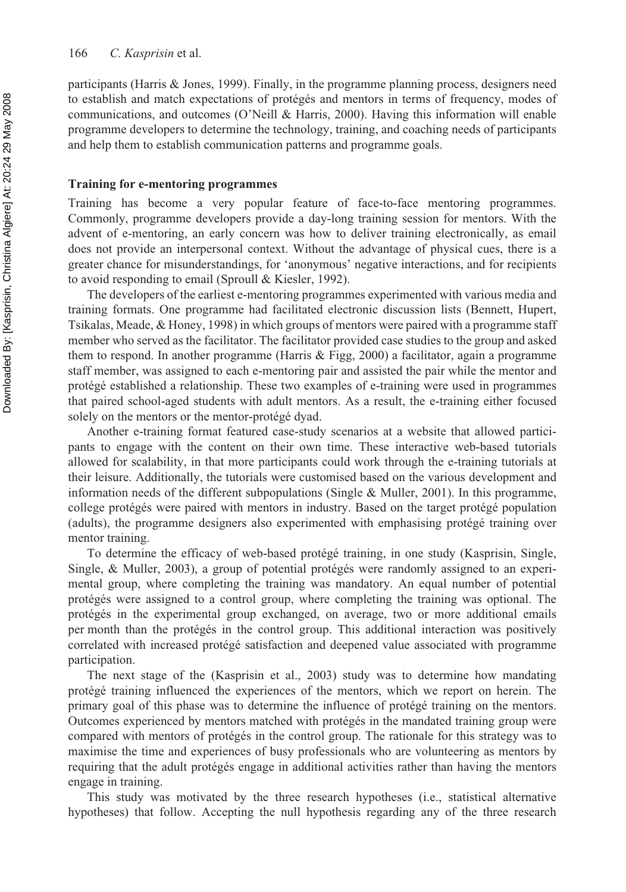participants (Harris & Jones, 1999). Finally, in the programme planning process, designers need to establish and match expectations of protégés and mentors in terms of frequency, modes of communications, and outcomes (O'Neill & Harris, 2000). Having this information will enable programme developers to determine the technology, training, and coaching needs of participants and help them to establish communication patterns and programme goals.

### Training for e-mentoring programmes

Training has become a very popular feature of face-to-face mentoring programmes. Commonly, programme developers provide a day-long training session for mentors. With the advent of e-mentoring, an early concern was how to deliver training electronically, as email does not provide an interpersonal context. Without the advantage of physical cues, there is a greater chance for misunderstandings, for 'anonymous' negative interactions, and for recipients to avoid responding to email (Sproull & Kiesler, 1992).

The developers of the earliest e-mentoring programmes experimented with various media and training formats. One programme had facilitated electronic discussion lists (Bennett, Hupert, Tsikalas, Meade, & Honey, 1998) in which groups of mentors were paired with a programme staff member who served as the facilitator. The facilitator provided case studies to the group and asked them to respond. In another programme (Harris & Figg, 2000) a facilitator, again a programme staff member, was assigned to each e-mentoring pair and assisted the pair while the mentor and protégé established a relationship. These two examples of e-training were used in programmes that paired school-aged students with adult mentors. As a result, the e-training either focused solely on the mentors or the mentor-protégé dyad.

Another e-training format featured case-study scenarios at a website that allowed participants to engage with the content on their own time. These interactive web-based tutorials allowed for scalability, in that more participants could work through the e-training tutorials at their leisure. Additionally, the tutorials were customised based on the various development and information needs of the different subpopulations (Single & Muller, 2001). In this programme, college protégés were paired with mentors in industry. Based on the target protégé population (adults), the programme designers also experimented with emphasising protégé training over mentor training.

To determine the efficacy of web-based protégé training, in one study (Kasprisin, Single, Single, & Muller, 2003), a group of potential protégés were randomly assigned to an experimental group, where completing the training was mandatory. An equal number of potential protégés were assigned to a control group, where completing the training was optional. The protégés in the experimental group exchanged, on average, two or more additional emails per month than the protégés in the control group. This additional interaction was positively correlated with increased protégé satisfaction and deepened value associated with programme participation.

The next stage of the (Kasprisin et al., 2003) study was to determine how mandating protégé training influenced the experiences of the mentors, which we report on herein. The primary goal of this phase was to determine the influence of protégé training on the mentors. Outcomes experienced by mentors matched with protégés in the mandated training group were compared with mentors of protégés in the control group. The rationale for this strategy was to maximise the time and experiences of busy professionals who are volunteering as mentors by requiring that the adult protégés engage in additional activities rather than having the mentors engage in training.

This study was motivated by the three research hypotheses (i.e., statistical alternative hypotheses) that follow. Accepting the null hypothesis regarding any of the three research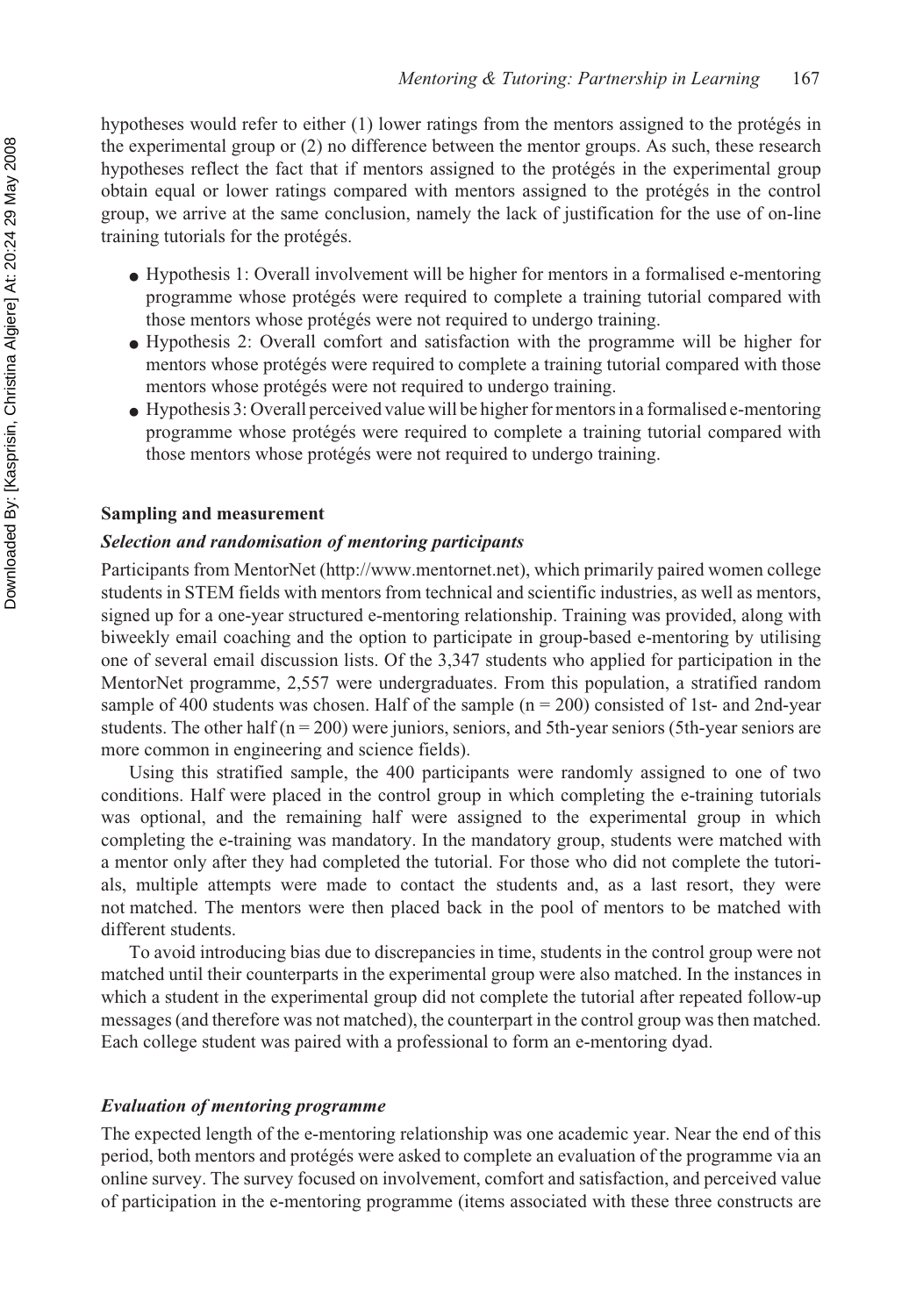hypotheses would refer to either (1) lower ratings from the mentors assigned to the protégés in the experimental group or (2) no difference between the mentor groups. As such, these research hypotheses reflect the fact that if mentors assigned to the protégés in the experimental group obtain equal or lower ratings compared with mentors assigned to the protégés in the control group, we arrive at the same conclusion, namely the lack of justification for the use of on-line training tutorials for the protégés.

- Hypothesis 1: Overall involvement will be higher for mentors in a formalised e-mentoring programme whose protégés were required to complete a training tutorial compared with those mentors whose protégés were not required to undergo training.
- Hypothesis 2: Overall comfort and satisfaction with the programme will be higher for mentors whose protégés were required to complete a training tutorial compared with those mentors whose protégés were not required to undergo training.
- Hypothesis 3: Overall perceived value will be higher for mentors in a formalised e-mentoring programme whose protégés were required to complete a training tutorial compared with those mentors whose protégés were not required to undergo training.

### Sampling and measurement

#### *Selection and randomisation of mentoring participants*

Participants from MentorNet (http://www.mentornet.net), which primarily paired women college students in STEM fields with mentors from technical and scientific industries, as well as mentors, signed up for a one-year structured e-mentoring relationship. Training was provided, along with biweekly email coaching and the option to participate in group-based e-mentoring by utilising one of several email discussion lists. Of the 3,347 students who applied for participation in the MentorNet programme, 2,557 were undergraduates. From this population, a stratified random sample of 400 students was chosen. Half of the sample (n = 200) consisted of 1st- and 2nd-year students. The other half (n = 200) were juniors, seniors, and 5th-year seniors (5th-year seniors are more common in engineering and science fields).

Using this stratified sample, the 400 participants were randomly assigned to one of two conditions. Half were placed in the control group in which completing the e-training tutorials was optional, and the remaining half were assigned to the experimental group in which completing the e-training was mandatory. In the mandatory group, students were matched with a mentor only after they had completed the tutorial. For those who did not complete the tutorials, multiple attempts were made to contact the students and, as a last resort, they were not matched. The mentors were then placed back in the pool of mentors to be matched with different students.

To avoid introducing bias due to discrepancies in time, students in the control group were not matched until their counterparts in the experimental group were also matched. In the instances in which a student in the experimental group did not complete the tutorial after repeated follow-up messages (and therefore was not matched), the counterpart in the control group was then matched. Each college student was paired with a professional to form an e-mentoring dyad.

#### *Evaluation of mentoring programme*

The expected length of the e-mentoring relationship was one academic year. Near the end of this period, both mentors and protégés were asked to complete an evaluation of the programme via an online survey. The survey focused on involvement, comfort and satisfaction, and perceived value of participation in the e-mentoring programme (items associated with these three constructs are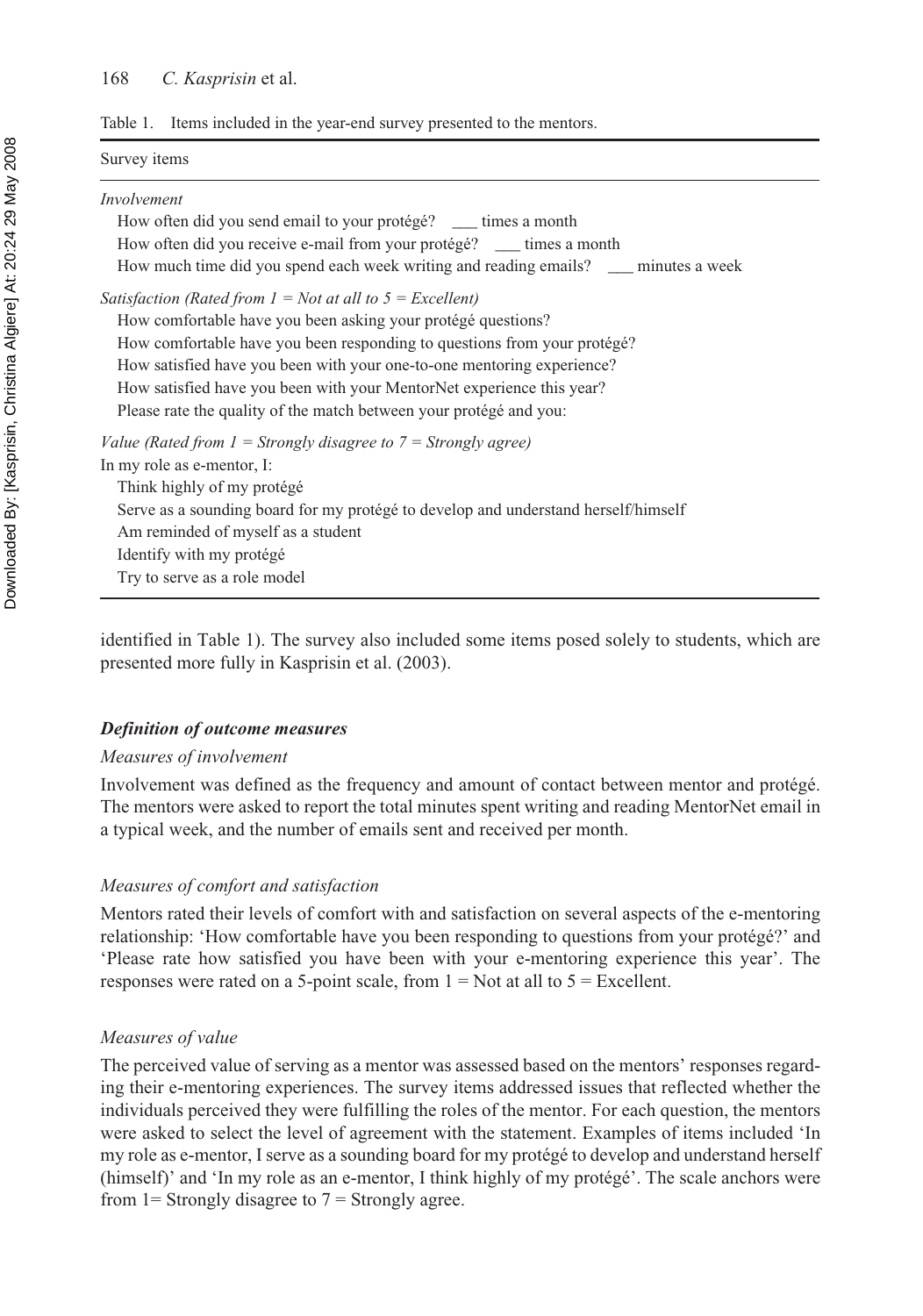Table 1. Items included in the year-end survey presented to the mentors.

| Survey items |
| --- |
| *Involvement* |
| How often did you send email to your protégé? ___ times a month |
| How often did you receive e-mail from your protégé? ___ times a month |
| How much time did you spend each week writing and reading emails? ___ minutes a week |
| *Satisfaction (Rated from 1 = Not at all to 5 = Excellent)* |
| How comfortable have you been asking your protégé questions? |
| How comfortable have you been responding to questions from your protégé? |
| How satisfied have you been with your one-to-one mentoring experience? |
| How satisfied have you been with your MentorNet experience this year? |
| Please rate the quality of the match between your protégé and you: |
| *Value (Rated from 1 = Strongly disagree to 7 = Strongly agree)* |
| In my role as e-mentor, I: |
| Think highly of my protégé |
| Serve as a sounding board for my protégé to develop and understand herself/himself |
| Am reminded of myself as a student |
| Identify with my protégé |
| Try to serve as a role model |

identified in Table 1). The survey also included some items posed solely to students, which are presented more fully in Kasprisin et al. (2003).

### *Definition of outcome measures*

#### *Measures of involvement*

Involvement was defined as the frequency and amount of contact between mentor and protégé. The mentors were asked to report the total minutes spent writing and reading MentorNet email in a typical week, and the number of emails sent and received per month.

#### *Measures of comfort and satisfaction*

Mentors rated their levels of comfort with and satisfaction on several aspects of the e-mentoring relationship: 'How comfortable have you been responding to questions from your protégé?' and 'Please rate how satisfied you have been with your e-mentoring experience this year'. The responses were rated on a 5-point scale, from 1 = Not at all to 5 = Excellent.

#### *Measures of value*

The perceived value of serving as a mentor was assessed based on the mentors' responses regarding their e-mentoring experiences. The survey items addressed issues that reflected whether the individuals perceived they were fulfilling the roles of the mentor. For each question, the mentors were asked to select the level of agreement with the statement. Examples of items included 'In my role as e-mentor, I serve as a sounding board for my protégé to develop and understand herself (himself)' and 'In my role as an e-mentor, I think highly of my protégé'. The scale anchors were from 1= Strongly disagree to 7 = Strongly agree.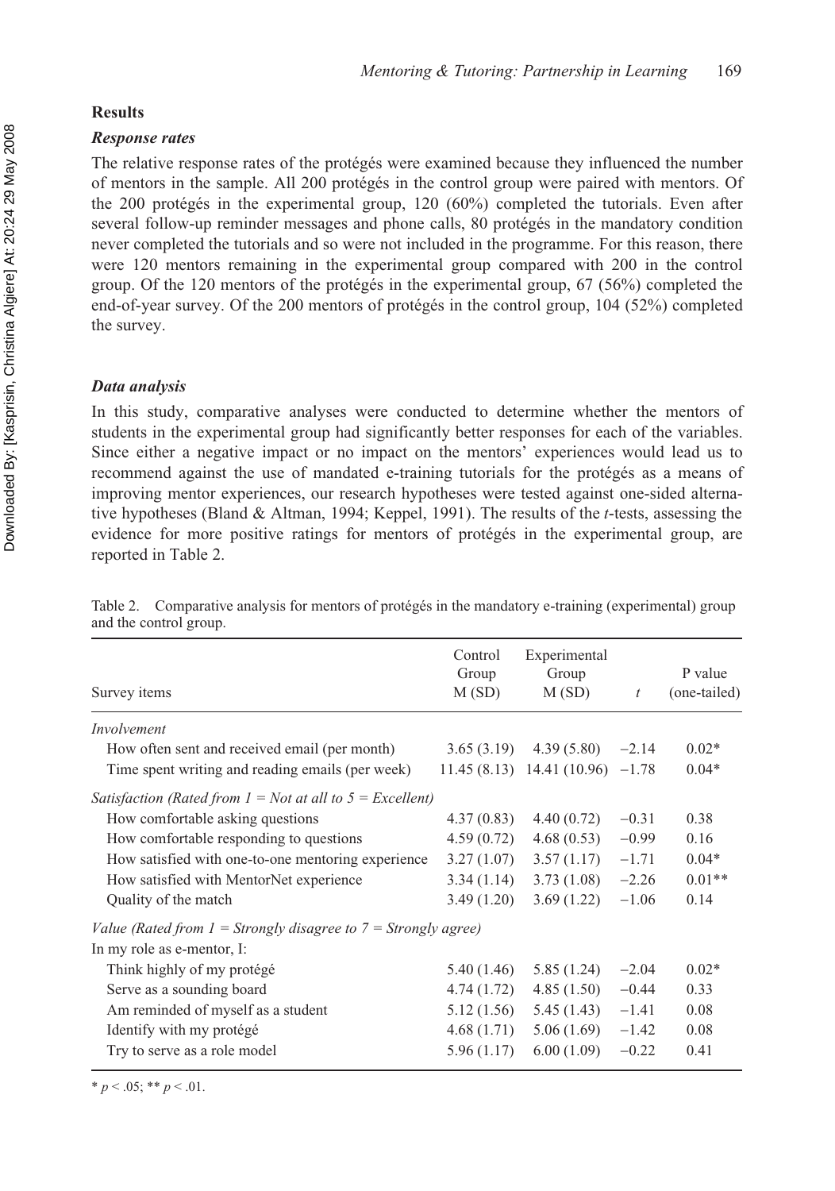## Results

### *Response rates*

The relative response rates of the protégés were examined because they influenced the number of mentors in the sample. All 200 protégés in the control group were paired with mentors. Of the 200 protégés in the experimental group, 120 (60%) completed the tutorials. Even after several follow-up reminder messages and phone calls, 80 protégés in the mandatory condition never completed the tutorials and so were not included in the programme. For this reason, there were 120 mentors remaining in the experimental group compared with 200 in the control group. Of the 120 mentors of the protégés in the experimental group, 67 (56%) completed the end-of-year survey. Of the 200 mentors of protégés in the control group, 104 (52%) completed the survey.

### *Data analysis*

In this study, comparative analyses were conducted to determine whether the mentors of students in the experimental group had significantly better responses for each of the variables. Since either a negative impact or no impact on the mentors' experiences would lead us to recommend against the use of mandated e-training tutorials for the protégés as a means of improving mentor experiences, our research hypotheses were tested against one-sided alternative hypotheses (Bland & Altman, 1994; Keppel, 1991). The results of the *t*-tests, assessing the evidence for more positive ratings for mentors of protégés in the experimental group, are reported in Table 2.

Table 2. Comparative analysis for mentors of protégés in the mandatory e-training (experimental) group and the control group.

| Survey items | Control Group M (SD) | Experimental Group M (SD) | $t$ | P value (one-tailed) |
|---|---|---|---|---|
| *Involvement* | | | | |
| How often sent and received email (per month) | 3.65 (3.19) | 4.39 (5.80) | −2.14 | 0.02* |
| Time spent writing and reading emails (per week) | 11.45 (8.13) | 14.41 (10.96) | −1.78 | 0.04* |
| *Satisfaction (Rated from 1 = Not at all to 5 = Excellent)* | | | | |
| How comfortable asking questions | 4.37 (0.83) | 4.40 (0.72) | −0.31 | 0.38 |
| How comfortable responding to questions | 4.59 (0.72) | 4.68 (0.53) | −0.99 | 0.16 |
| How satisfied with one-to-one mentoring experience | 3.27 (1.07) | 3.57 (1.17) | −1.71 | 0.04* |
| How satisfied with MentorNet experience | 3.34 (1.14) | 3.73 (1.08) | −2.26 | 0.01** |
| Quality of the match | 3.49 (1.20) | 3.69 (1.22) | −1.06 | 0.14 |
| *Value (Rated from 1 = Strongly disagree to 7 = Strongly agree)* | | | | |
| In my role as e-mentor, I: | | | | |
| Think highly of my protégé | 5.40 (1.46) | 5.85 (1.24) | −2.04 | 0.02* |
| Serve as a sounding board | 4.74 (1.72) | 4.85 (1.50) | −0.44 | 0.33 |
| Am reminded of myself as a student | 5.12 (1.56) | 5.45 (1.43) | −1.41 | 0.08 |
| Identify with my protégé | 4.68 (1.71) | 5.06 (1.69) | −1.42 | 0.08 |
| Try to serve as a role model | 5.96 (1.17) | 6.00 (1.09) | −0.22 | 0.41 |

\* $p < .05$; \*\* $p < .01$.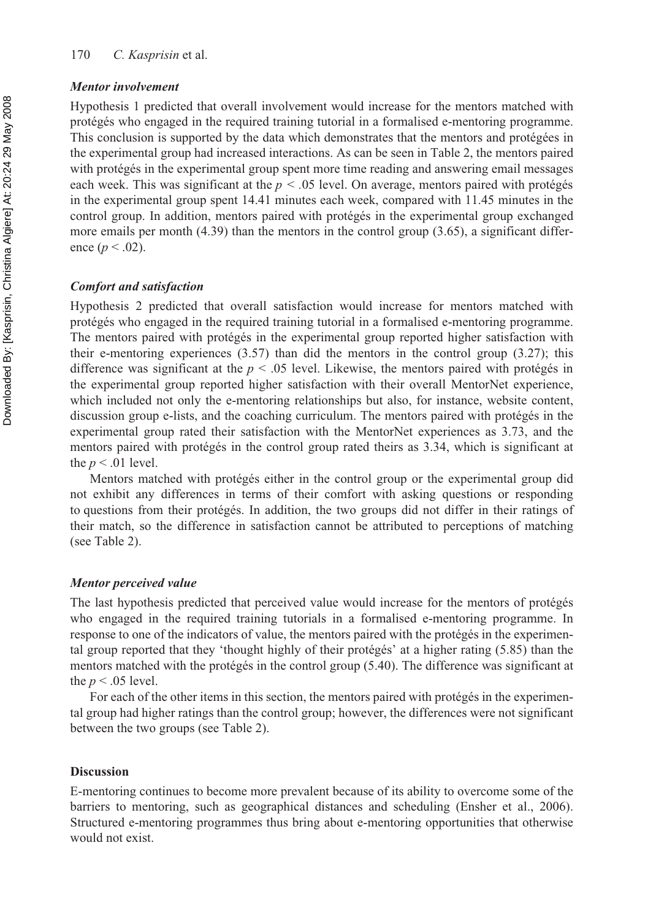### *Mentor involvement*

Hypothesis 1 predicted that overall involvement would increase for the mentors matched with protégés who engaged in the required training tutorial in a formalised e-mentoring programme. This conclusion is supported by the data which demonstrates that the mentors and protégées in the experimental group had increased interactions. As can be seen in Table 2, the mentors paired with protégés in the experimental group spent more time reading and answering email messages each week. This was significant at the $p < .05$ level. On average, mentors paired with protégés in the experimental group spent 14.41 minutes each week, compared with 11.45 minutes in the control group. In addition, mentors paired with protégés in the experimental group exchanged more emails per month (4.39) than the mentors in the control group (3.65), a significant difference ($p < .02$).

### *Comfort and satisfaction*

Hypothesis 2 predicted that overall satisfaction would increase for mentors matched with protégés who engaged in the required training tutorial in a formalised e-mentoring programme. The mentors paired with protégés in the experimental group reported higher satisfaction with their e-mentoring experiences (3.57) than did the mentors in the control group (3.27); this difference was significant at the $p < .05$ level. Likewise, the mentors paired with protégés in the experimental group reported higher satisfaction with their overall MentorNet experience, which included not only the e-mentoring relationships but also, for instance, website content, discussion group e-lists, and the coaching curriculum. The mentors paired with protégés in the experimental group rated their satisfaction with the MentorNet experiences as 3.73, and the mentors paired with protégés in the control group rated theirs as 3.34, which is significant at the $p < .01$ level.

Mentors matched with protégés either in the control group or the experimental group did not exhibit any differences in terms of their comfort with asking questions or responding to questions from their protégés. In addition, the two groups did not differ in their ratings of their match, so the difference in satisfaction cannot be attributed to perceptions of matching (see Table 2).

### *Mentor perceived value*

The last hypothesis predicted that perceived value would increase for the mentors of protégés who engaged in the required training tutorials in a formalised e-mentoring programme. In response to one of the indicators of value, the mentors paired with the protégés in the experimental group reported that they 'thought highly of their protégés' at a higher rating (5.85) than the mentors matched with the protégés in the control group (5.40). The difference was significant at the $p < .05$ level.

For each of the other items in this section, the mentors paired with protégés in the experimental group had higher ratings than the control group; however, the differences were not significant between the two groups (see Table 2).

## Discussion

E-mentoring continues to become more prevalent because of its ability to overcome some of the barriers to mentoring, such as geographical distances and scheduling (Ensher et al., 2006). Structured e-mentoring programmes thus bring about e-mentoring opportunities that otherwise would not exist.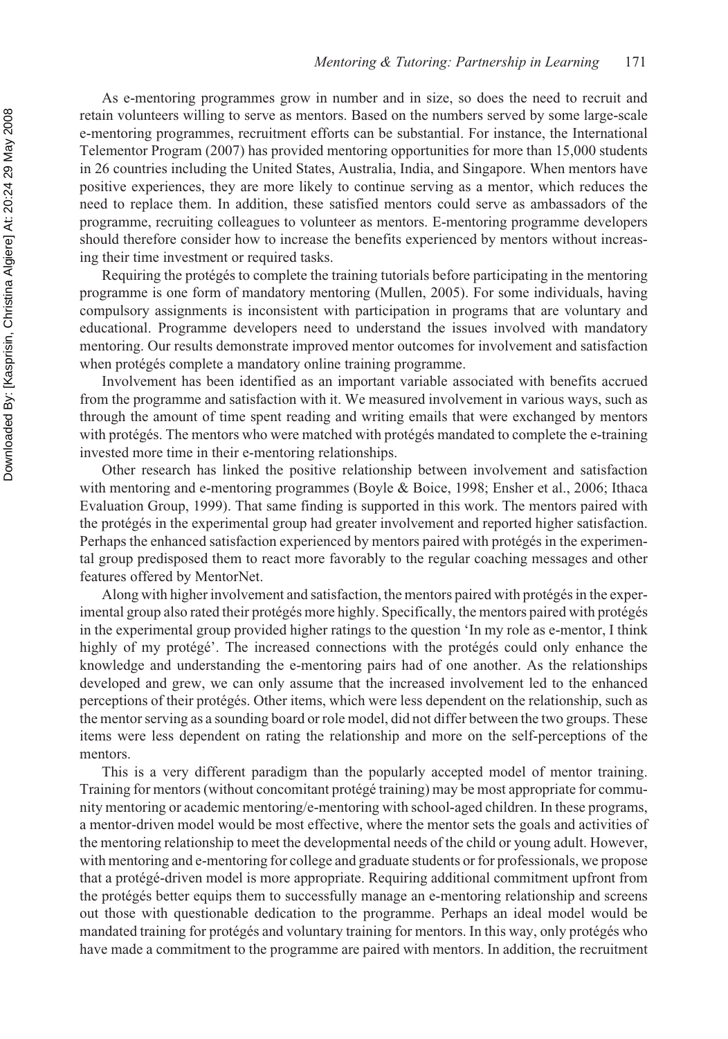As e-mentoring programmes grow in number and in size, so does the need to recruit and retain volunteers willing to serve as mentors. Based on the numbers served by some large-scale e-mentoring programmes, recruitment efforts can be substantial. For instance, the International Telementor Program (2007) has provided mentoring opportunities for more than 15,000 students in 26 countries including the United States, Australia, India, and Singapore. When mentors have positive experiences, they are more likely to continue serving as a mentor, which reduces the need to replace them. In addition, these satisfied mentors could serve as ambassadors of the programme, recruiting colleagues to volunteer as mentors. E-mentoring programme developers should therefore consider how to increase the benefits experienced by mentors without increasing their time investment or required tasks.

Requiring the protégés to complete the training tutorials before participating in the mentoring programme is one form of mandatory mentoring (Mullen, 2005). For some individuals, having compulsory assignments is inconsistent with participation in programs that are voluntary and educational. Programme developers need to understand the issues involved with mandatory mentoring. Our results demonstrate improved mentor outcomes for involvement and satisfaction when protégés complete a mandatory online training programme.

Involvement has been identified as an important variable associated with benefits accrued from the programme and satisfaction with it. We measured involvement in various ways, such as through the amount of time spent reading and writing emails that were exchanged by mentors with protégés. The mentors who were matched with protégés mandated to complete the e-training invested more time in their e-mentoring relationships.

Other research has linked the positive relationship between involvement and satisfaction with mentoring and e-mentoring programmes (Boyle & Boice, 1998; Ensher et al., 2006; Ithaca Evaluation Group, 1999). That same finding is supported in this work. The mentors paired with the protégés in the experimental group had greater involvement and reported higher satisfaction. Perhaps the enhanced satisfaction experienced by mentors paired with protégés in the experimental group predisposed them to react more favorably to the regular coaching messages and other features offered by MentorNet.

Along with higher involvement and satisfaction, the mentors paired with protégés in the experimental group also rated their protégés more highly. Specifically, the mentors paired with protégés in the experimental group provided higher ratings to the question 'In my role as e-mentor, I think highly of my protégé'. The increased connections with the protégés could only enhance the knowledge and understanding the e-mentoring pairs had of one another. As the relationships developed and grew, we can only assume that the increased involvement led to the enhanced perceptions of their protégés. Other items, which were less dependent on the relationship, such as the mentor serving as a sounding board or role model, did not differ between the two groups. These items were less dependent on rating the relationship and more on the self-perceptions of the mentors.

This is a very different paradigm than the popularly accepted model of mentor training. Training for mentors (without concomitant protégé training) may be most appropriate for community mentoring or academic mentoring/e-mentoring with school-aged children. In these programs, a mentor-driven model would be most effective, where the mentor sets the goals and activities of the mentoring relationship to meet the developmental needs of the child or young adult. However, with mentoring and e-mentoring for college and graduate students or for professionals, we propose that a protégé-driven model is more appropriate. Requiring additional commitment upfront from the protégés better equips them to successfully manage an e-mentoring relationship and screens out those with questionable dedication to the programme. Perhaps an ideal model would be mandated training for protégés and voluntary training for mentors. In this way, only protégés who have made a commitment to the programme are paired with mentors. In addition, the recruitment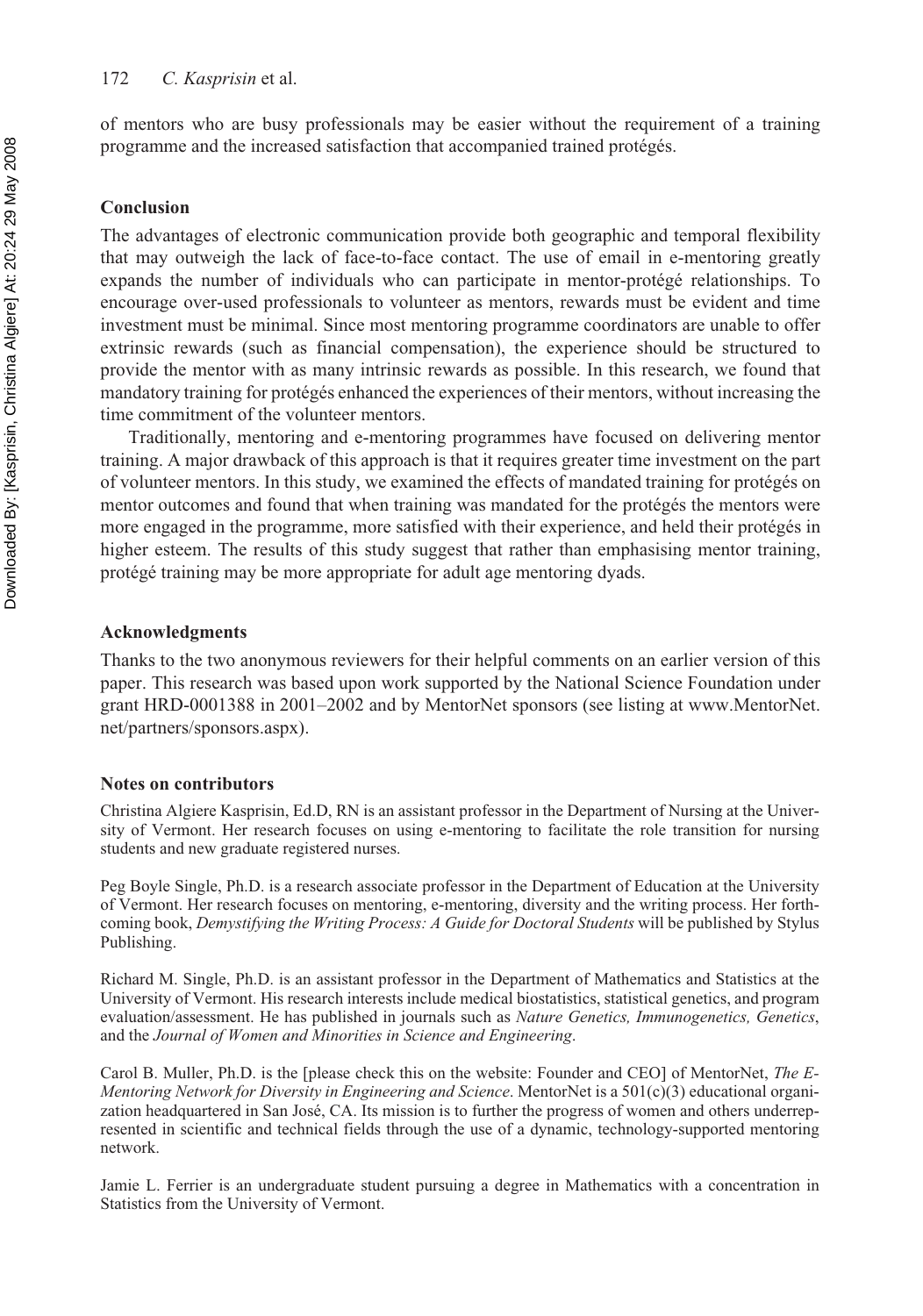of mentors who are busy professionals may be easier without the requirement of a training programme and the increased satisfaction that accompanied trained protégés.

## Conclusion

The advantages of electronic communication provide both geographic and temporal flexibility that may outweigh the lack of face-to-face contact. The use of email in e-mentoring greatly expands the number of individuals who can participate in mentor-protégé relationships. To encourage over-used professionals to volunteer as mentors, rewards must be evident and time investment must be minimal. Since most mentoring programme coordinators are unable to offer extrinsic rewards (such as financial compensation), the experience should be structured to provide the mentor with as many intrinsic rewards as possible. In this research, we found that mandatory training for protégés enhanced the experiences of their mentors, without increasing the time commitment of the volunteer mentors.

Traditionally, mentoring and e-mentoring programmes have focused on delivering mentor training. A major drawback of this approach is that it requires greater time investment on the part of volunteer mentors. In this study, we examined the effects of mandated training for protégés on mentor outcomes and found that when training was mandated for the protégés the mentors were more engaged in the programme, more satisfied with their experience, and held their protégés in higher esteem. The results of this study suggest that rather than emphasising mentor training, protégé training may be more appropriate for adult age mentoring dyads.

### Acknowledgments

Thanks to the two anonymous reviewers for their helpful comments on an earlier version of this paper. This research was based upon work supported by the National Science Foundation under grant HRD-0001388 in 2001–2002 and by MentorNet sponsors (see listing at www.MentorNet.net/partners/sponsors.aspx).

### Notes on contributors

Christina Algiere Kasprisin, Ed.D, RN is an assistant professor in the Department of Nursing at the University of Vermont. Her research focuses on using e-mentoring to facilitate the role transition for nursing students and new graduate registered nurses.

Peg Boyle Single, Ph.D. is a research associate professor in the Department of Education at the University of Vermont. Her research focuses on mentoring, e-mentoring, diversity and the writing process. Her forthcoming book, *Demystifying the Writing Process: A Guide for Doctoral Students* will be published by Stylus Publishing.

Richard M. Single, Ph.D. is an assistant professor in the Department of Mathematics and Statistics at the University of Vermont. His research interests include medical biostatistics, statistical genetics, and program evaluation/assessment. He has published in journals such as *Nature Genetics, Immunogenetics, Genetics*, and the *Journal of Women and Minorities in Science and Engineering*.

Carol B. Muller, Ph.D. is the [please check this on the website: Founder and CEO] of MentorNet, *The E-Mentoring Network for Diversity in Engineering and Science*. MentorNet is a 501(c)(3) educational organization headquartered in San José, CA. Its mission is to further the progress of women and others underrepresented in scientific and technical fields through the use of a dynamic, technology-supported mentoring network.

Jamie L. Ferrier is an undergraduate student pursuing a degree in Mathematics with a concentration in Statistics from the University of Vermont.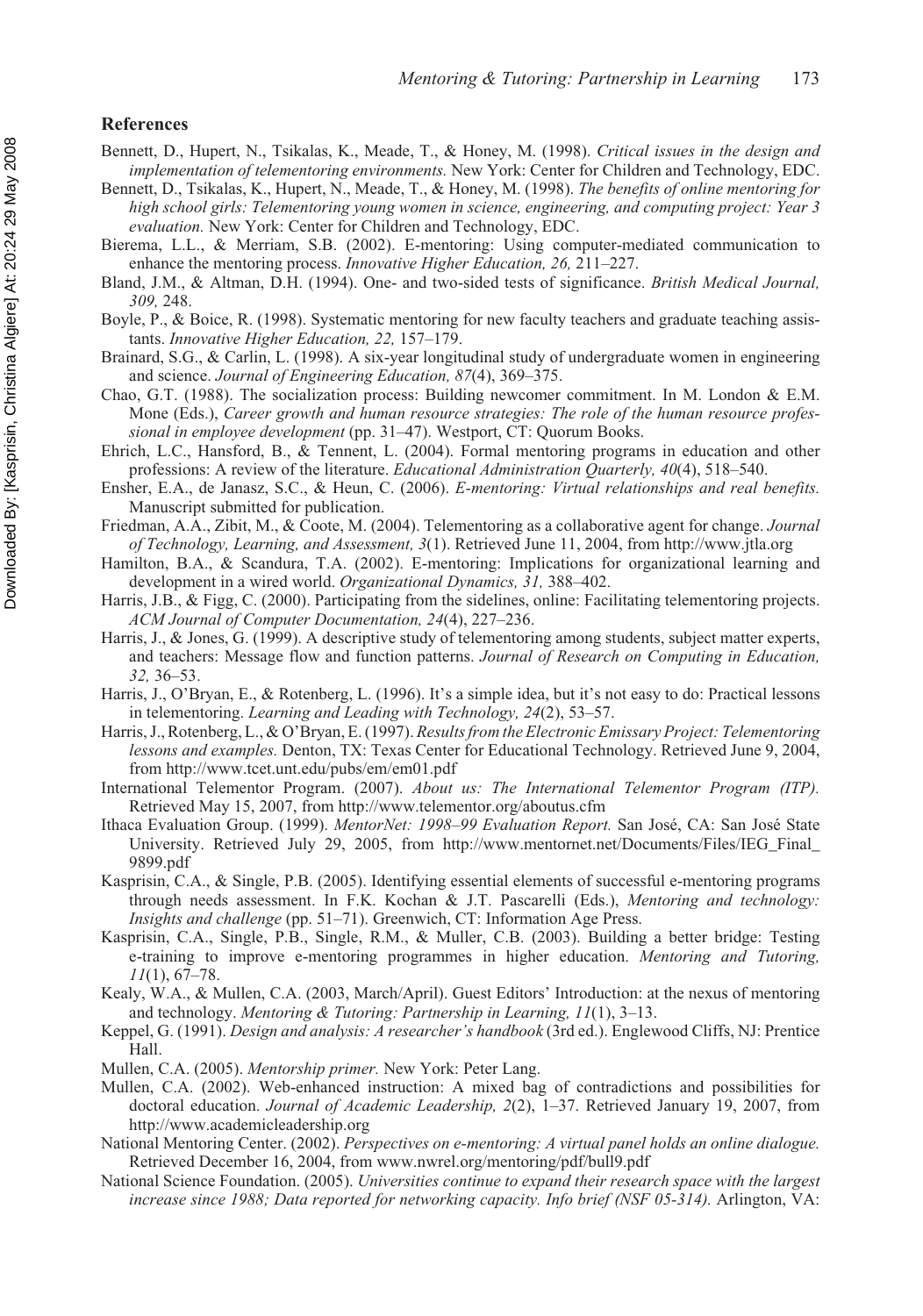## References

Bennett, D., Hupert, N., Tsikalas, K., Meade, T., & Honey, M. (1998). *Critical issues in the design and implementation of telementoring environments.* New York: Center for Children and Technology, EDC.

Bennett, D., Tsikalas, K., Hupert, N., Meade, T., & Honey, M. (1998). *The benefits of online mentoring for high school girls: Telementoring young women in science, engineering, and computing project: Year 3 evaluation.* New York: Center for Children and Technology, EDC.

Bierema, L.L., & Merriam, S.B. (2002). E-mentoring: Using computer-mediated communication to enhance the mentoring process. *Innovative Higher Education, 26,* 211–227.

Bland, J.M., & Altman, D.H. (1994). One- and two-sided tests of significance. *British Medical Journal, 309,* 248.

Boyle, P., & Boice, R. (1998). Systematic mentoring for new faculty teachers and graduate teaching assistants. *Innovative Higher Education, 22,* 157–179.

Brainard, S.G., & Carlin, L. (1998). A six-year longitudinal study of undergraduate women in engineering and science. *Journal of Engineering Education, 87*(4), 369–375.

Chao, G.T. (1988). The socialization process: Building newcomer commitment. In M. London & E.M. Mone (Eds.), *Career growth and human resource strategies: The role of the human resource professional in employee development* (pp. 31–47). Westport, CT: Quorum Books.

Ehrich, L.C., Hansford, B., & Tennent, L. (2004). Formal mentoring programs in education and other professions: A review of the literature. *Educational Administration Quarterly, 40*(4), 518–540.

Ensher, E.A., de Janasz, S.C., & Heun, C. (2006). *E-mentoring: Virtual relationships and real benefits.* Manuscript submitted for publication.

Friedman, A.A., Zibit, M., & Coote, M. (2004). Telementoring as a collaborative agent for change. *Journal of Technology, Learning, and Assessment, 3*(1). Retrieved June 11, 2004, from http://www.jtla.org

Hamilton, B.A., & Scandura, T.A. (2002). E-mentoring: Implications for organizational learning and development in a wired world. *Organizational Dynamics, 31,* 388–402.

Harris, J.B., & Figg, C. (2000). Participating from the sidelines, online: Facilitating telementoring projects. *ACM Journal of Computer Documentation, 24*(4), 227–236.

Harris, J., & Jones, G. (1999). A descriptive study of telementoring among students, subject matter experts, and teachers: Message flow and function patterns. *Journal of Research on Computing in Education, 32,* 36–53.

Harris, J., O'Bryan, E., & Rotenberg, L. (1996). It's a simple idea, but it's not easy to do: Practical lessons in telementoring. *Learning and Leading with Technology, 24*(2), 53–57.

Harris, J., Rotenberg, L., & O'Bryan, E. (1997). *Results from the Electronic Emissary Project: Telementoring lessons and examples.* Denton, TX: Texas Center for Educational Technology. Retrieved June 9, 2004, from http://www.tcet.unt.edu/pubs/em/em01.pdf

International Telementor Program. (2007). *About us: The International Telementor Program (ITP).* Retrieved May 15, 2007, from http://www.telementor.org/aboutus.cfm

Ithaca Evaluation Group. (1999). *MentorNet: 1998–99 Evaluation Report.* San José, CA: San José State University. Retrieved July 29, 2005, from http://www.mentornet.net/Documents/Files/IEG_Final_9899.pdf

Kasprisin, C.A., & Single, P.B. (2005). Identifying essential elements of successful e-mentoring programs through needs assessment. In F.K. Kochan & J.T. Pascarelli (Eds.), *Mentoring and technology: Insights and challenge* (pp. 51–71). Greenwich, CT: Information Age Press.

Kasprisin, C.A., Single, P.B., Single, R.M., & Muller, C.B. (2003). Building a better bridge: Testing e-training to improve e-mentoring programmes in higher education. *Mentoring and Tutoring, 11*(1), 67–78.

Kealy, W.A., & Mullen, C.A. (2003, March/April). Guest Editors' Introduction: at the nexus of mentoring and technology. *Mentoring & Tutoring: Partnership in Learning, 11*(1), 3–13.

Keppel, G. (1991). *Design and analysis: A researcher's handbook* (3rd ed.). Englewood Cliffs, NJ: Prentice Hall.

Mullen, C.A. (2005). *Mentorship primer.* New York: Peter Lang.

Mullen, C.A. (2002). Web-enhanced instruction: A mixed bag of contradictions and possibilities for doctoral education. *Journal of Academic Leadership, 2*(2), 1–37. Retrieved January 19, 2007, from http://www.academicleadership.org

National Mentoring Center. (2002). *Perspectives on e-mentoring: A virtual panel holds an online dialogue.* Retrieved December 16, 2004, from www.nwrel.org/mentoring/pdf/bull9.pdf

National Science Foundation. (2005). *Universities continue to expand their research space with the largest increase since 1988; Data reported for networking capacity. Info brief (NSF 05-314).* Arlington, VA: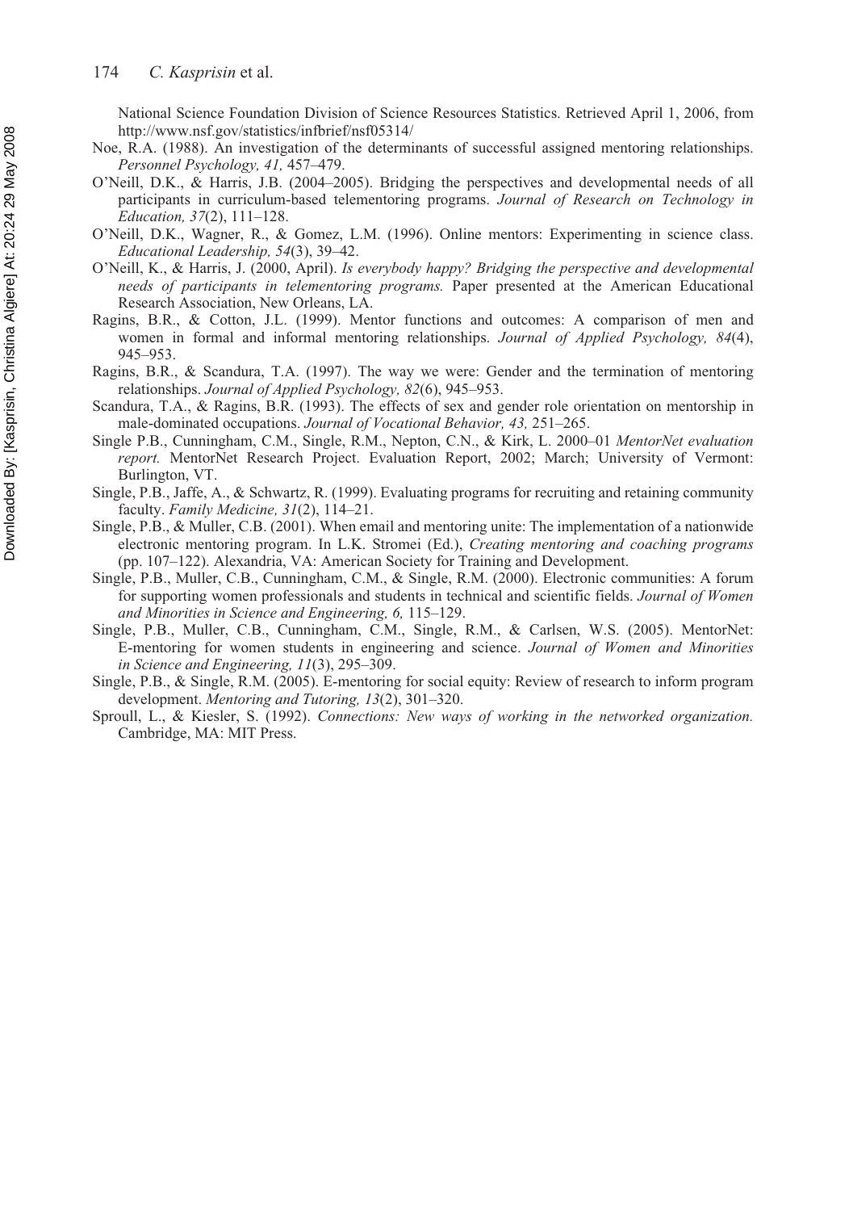National Science Foundation Division of Science Resources Statistics. Retrieved April 1, 2006, from http://www.nsf.gov/statistics/infbrief/nsf05314/

Noe, R.A. (1988). An investigation of the determinants of successful assigned mentoring relationships. *Personnel Psychology, 41,* 457–479.

O'Neill, D.K., & Harris, J.B. (2004–2005). Bridging the perspectives and developmental needs of all participants in curriculum-based telementoring programs. *Journal of Research on Technology in Education, 37*(2), 111–128.

O'Neill, D.K., Wagner, R., & Gomez, L.M. (1996). Online mentors: Experimenting in science class. *Educational Leadership, 54*(3), 39–42.

O'Neill, K., & Harris, J. (2000, April). *Is everybody happy? Bridging the perspective and developmental needs of participants in telementoring programs.* Paper presented at the American Educational Research Association, New Orleans, LA.

Ragins, B.R., & Cotton, J.L. (1999). Mentor functions and outcomes: A comparison of men and women in formal and informal mentoring relationships. *Journal of Applied Psychology, 84*(4), 945–953.

Ragins, B.R., & Scandura, T.A. (1997). The way we were: Gender and the termination of mentoring relationships. *Journal of Applied Psychology, 82*(6), 945–953.

Scandura, T.A., & Ragins, B.R. (1993). The effects of sex and gender role orientation on mentorship in male-dominated occupations. *Journal of Vocational Behavior, 43,* 251–265.

Single P.B., Cunningham, C.M., Single, R.M., Nepton, C.N., & Kirk, L. 2000–01 *MentorNet evaluation report.* MentorNet Research Project. Evaluation Report, 2002; March; University of Vermont: Burlington, VT.

Single, P.B., Jaffe, A., & Schwartz, R. (1999). Evaluating programs for recruiting and retaining community faculty. *Family Medicine, 31*(2), 114–21.

Single, P.B., & Muller, C.B. (2001). When email and mentoring unite: The implementation of a nationwide electronic mentoring program. In L.K. Stromei (Ed.), *Creating mentoring and coaching programs* (pp. 107–122). Alexandria, VA: American Society for Training and Development.

Single, P.B., Muller, C.B., Cunningham, C.M., & Single, R.M. (2000). Electronic communities: A forum for supporting women professionals and students in technical and scientific fields. *Journal of Women and Minorities in Science and Engineering, 6,* 115–129.

Single, P.B., Muller, C.B., Cunningham, C.M., Single, R.M., & Carlsen, W.S. (2005). MentorNet: E-mentoring for women students in engineering and science. *Journal of Women and Minorities in Science and Engineering, 11*(3), 295–309.

Single, P.B., & Single, R.M. (2005). E-mentoring for social equity: Review of research to inform program development. *Mentoring and Tutoring, 13*(2), 301–320.

Sproull, L., & Kiesler, S. (1992). *Connections: New ways of working in the networked organization.* Cambridge, MA: MIT Press.